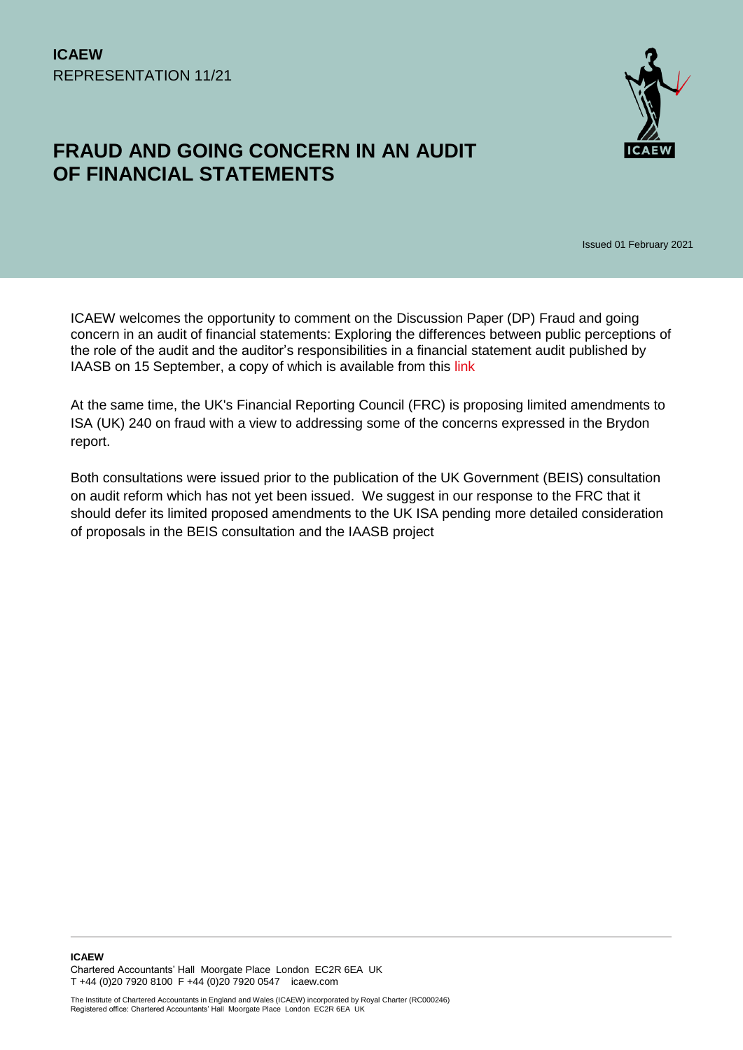**ICAEW**
REPRESENTATION 11/21

# FRAUD AND GOING CONCERN IN AN AUDIT OF FINANCIAL STATEMENTS

Issued 01 February 2021

ICAEW welcomes the opportunity to comment on the Discussion Paper (DP) Fraud and going concern in an audit of financial statements: Exploring the differences between public perceptions of the role of the audit and the auditor's responsibilities in a financial statement audit published by IAASB on 15 September, a copy of which is available from this link

At the same time, the UK's Financial Reporting Council (FRC) is proposing limited amendments to ISA (UK) 240 on fraud with a view to addressing some of the concerns expressed in the Brydon report.

Both consultations were issued prior to the publication of the UK Government (BEIS) consultation on audit reform which has not yet been issued. We suggest in our response to the FRC that it should defer its limited proposed amendments to the UK ISA pending more detailed consideration of proposals in the BEIS consultation and the IAASB project

**ICAEW**
Chartered Accountants' Hall Moorgate Place London EC2R 6EA UK
T +44 (0)20 7920 8100 F +44 (0)20 7920 0547 icaew.com

The Institute of Chartered Accountants in England and Wales (ICAEW) incorporated by Royal Charter (RC000246)
Registered office: Chartered Accountants' Hall Moorgate Place London EC2R 6EA UK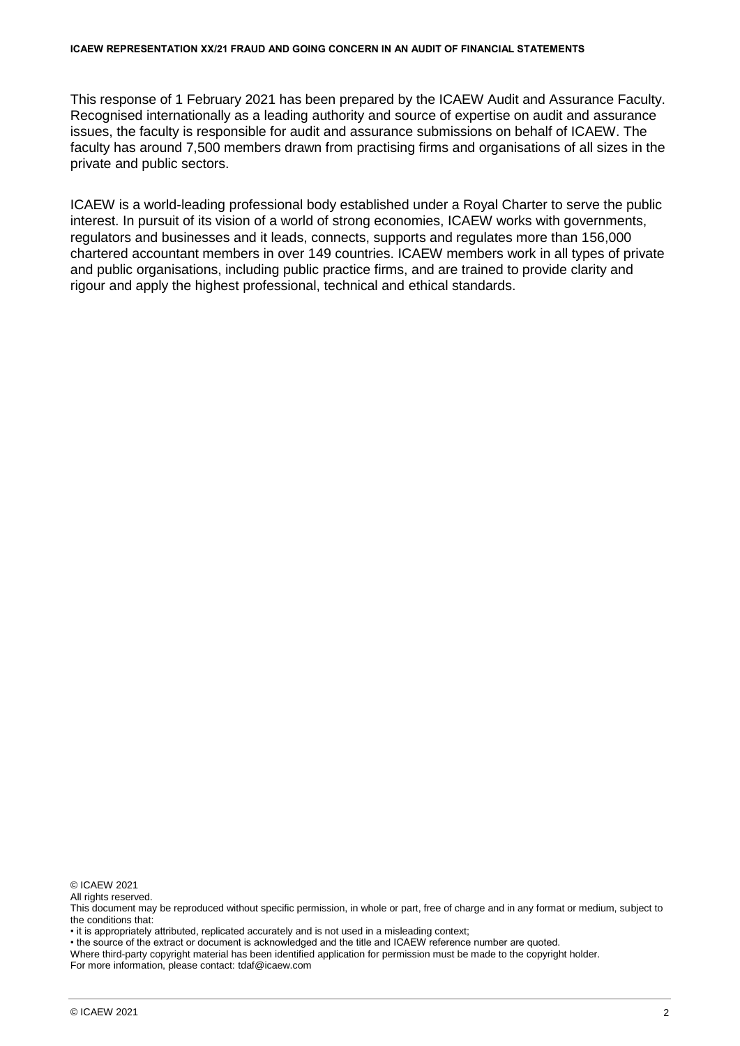This response of 1 February 2021 has been prepared by the ICAEW Audit and Assurance Faculty. Recognised internationally as a leading authority and source of expertise on audit and assurance issues, the faculty is responsible for audit and assurance submissions on behalf of ICAEW. The faculty has around 7,500 members drawn from practising firms and organisations of all sizes in the private and public sectors.

ICAEW is a world-leading professional body established under a Royal Charter to serve the public interest. In pursuit of its vision of a world of strong economies, ICAEW works with governments, regulators and businesses and it leads, connects, supports and regulates more than 156,000 chartered accountant members in over 149 countries. ICAEW members work in all types of private and public organisations, including public practice firms, and are trained to provide clarity and rigour and apply the highest professional, technical and ethical standards.

© ICAEW 2021
All rights reserved.
This document may be reproduced without specific permission, in whole or part, free of charge and in any format or medium, subject to the conditions that:
• it is appropriately attributed, replicated accurately and is not used in a misleading context;
• the source of the extract or document is acknowledged and the title and ICAEW reference number are quoted.
Where third-party copyright material has been identified application for permission must be made to the copyright holder.
For more information, please contact: tdaf@icaew.com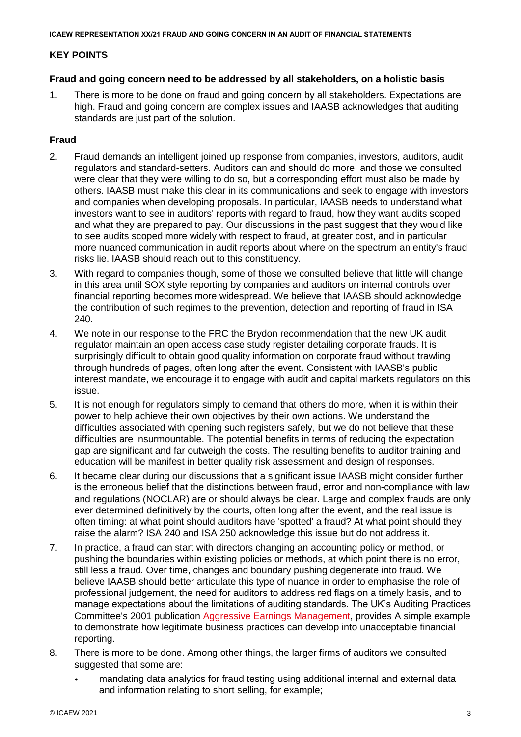## KEY POINTS

### Fraud and going concern need to be addressed by all stakeholders, on a holistic basis

1. There is more to be done on fraud and going concern by all stakeholders. Expectations are high. Fraud and going concern are complex issues and IAASB acknowledges that auditing standards are just part of the solution.

### Fraud

2. Fraud demands an intelligent joined up response from companies, investors, auditors, audit regulators and standard-setters. Auditors can and should do more, and those we consulted were clear that they were willing to do so, but a corresponding effort must also be made by others. IAASB must make this clear in its communications and seek to engage with investors and companies when developing proposals. In particular, IAASB needs to understand what investors want to see in auditors' reports with regard to fraud, how they want audits scoped and what they are prepared to pay. Our discussions in the past suggest that they would like to see audits scoped more widely with respect to fraud, at greater cost, and in particular more nuanced communication in audit reports about where on the spectrum an entity's fraud risks lie. IAASB should reach out to this constituency.

3. With regard to companies though, some of those we consulted believe that little will change in this area until SOX style reporting by companies and auditors on internal controls over financial reporting becomes more widespread. We believe that IAASB should acknowledge the contribution of such regimes to the prevention, detection and reporting of fraud in ISA 240.

4. We note in our response to the FRC the Brydon recommendation that the new UK audit regulator maintain an open access case study register detailing corporate frauds. It is surprisingly difficult to obtain good quality information on corporate fraud without trawling through hundreds of pages, often long after the event. Consistent with IAASB's public interest mandate, we encourage it to engage with audit and capital markets regulators on this issue.

5. It is not enough for regulators simply to demand that others do more, when it is within their power to help achieve their own objectives by their own actions. We understand the difficulties associated with opening such registers safely, but we do not believe that these difficulties are insurmountable. The potential benefits in terms of reducing the expectation gap are significant and far outweigh the costs. The resulting benefits to auditor training and education will be manifest in better quality risk assessment and design of responses.

6. It became clear during our discussions that a significant issue IAASB might consider further is the erroneous belief that the distinctions between fraud, error and non-compliance with law and regulations (NOCLAR) are or should always be clear. Large and complex frauds are only ever determined definitively by the courts, often long after the event, and the real issue is often timing: at what point should auditors have 'spotted' a fraud? At what point should they raise the alarm? ISA 240 and ISA 250 acknowledge this issue but do not address it.

7. In practice, a fraud can start with directors changing an accounting policy or method, or pushing the boundaries within existing policies or methods, at which point there is no error, still less a fraud. Over time, changes and boundary pushing degenerate into fraud. We believe IAASB should better articulate this type of nuance in order to emphasise the role of professional judgement, the need for auditors to address red flags on a timely basis, and to manage expectations about the limitations of auditing standards. The UK's Auditing Practices Committee's 2001 publication Aggressive Earnings Management, provides A simple example to demonstrate how legitimate business practices can develop into unacceptable financial reporting.

8. There is more to be done. Among other things, the larger firms of auditors we consulted suggested that some are:
   - mandating data analytics for fraud testing using additional internal and external data and information relating to short selling, for example;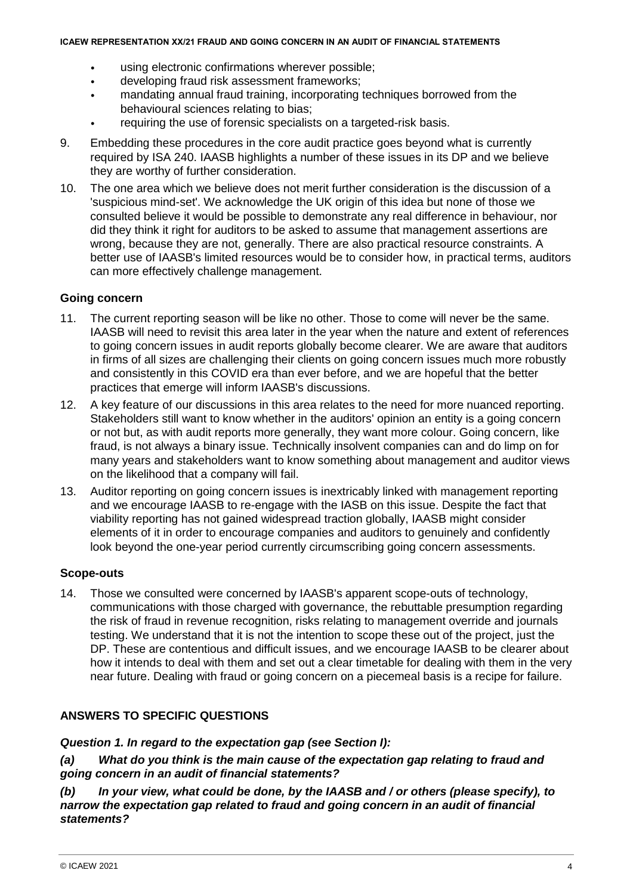- using electronic confirmations wherever possible;
- developing fraud risk assessment frameworks;
- mandating annual fraud training, incorporating techniques borrowed from the behavioural sciences relating to bias;
- requiring the use of forensic specialists on a targeted-risk basis.

9. Embedding these procedures in the core audit practice goes beyond what is currently required by ISA 240. IAASB highlights a number of these issues in its DP and we believe they are worthy of further consideration.

10. The one area which we believe does not merit further consideration is the discussion of a 'suspicious mind-set'. We acknowledge the UK origin of this idea but none of those we consulted believe it would be possible to demonstrate any real difference in behaviour, nor did they think it right for auditors to be asked to assume that management assertions are wrong, because they are not, generally. There are also practical resource constraints. A better use of IAASB's limited resources would be to consider how, in practical terms, auditors can more effectively challenge management.

### Going concern

11. The current reporting season will be like no other. Those to come will never be the same. IAASB will need to revisit this area later in the year when the nature and extent of references to going concern issues in audit reports globally become clearer. We are aware that auditors in firms of all sizes are challenging their clients on going concern issues much more robustly and consistently in this COVID era than ever before, and we are hopeful that the better practices that emerge will inform IAASB's discussions.

12. A key feature of our discussions in this area relates to the need for more nuanced reporting. Stakeholders still want to know whether in the auditors' opinion an entity is a going concern or not but, as with audit reports more generally, they want more colour. Going concern, like fraud, is not always a binary issue. Technically insolvent companies can and do limp on for many years and stakeholders want to know something about management and auditor views on the likelihood that a company will fail.

13. Auditor reporting on going concern issues is inextricably linked with management reporting and we encourage IAASB to re-engage with the IASB on this issue. Despite the fact that viability reporting has not gained widespread traction globally, IAASB might consider elements of it in order to encourage companies and auditors to genuinely and confidently look beyond the one-year period currently circumscribing going concern assessments.

### Scope-outs

14. Those we consulted were concerned by IAASB's apparent scope-outs of technology, communications with those charged with governance, the rebuttable presumption regarding the risk of fraud in revenue recognition, risks relating to management override and journals testing. We understand that it is not the intention to scope these out of the project, just the DP. These are contentious and difficult issues, and we encourage IAASB to be clearer about how it intends to deal with them and set out a clear timetable for dealing with them in the very near future. Dealing with fraud or going concern on a piecemeal basis is a recipe for failure.

## ANSWERS TO SPECIFIC QUESTIONS

***Question 1. In regard to the expectation gap (see Section I):***

***(a) What do you think is the main cause of the expectation gap relating to fraud and going concern in an audit of financial statements?***

***(b) In your view, what could be done, by the IAASB and / or others (please specify), to narrow the expectation gap related to fraud and going concern in an audit of financial statements?***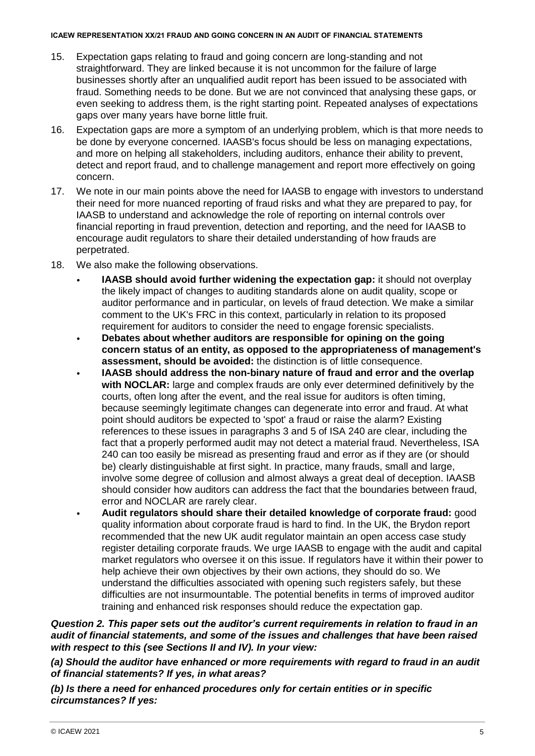15. Expectation gaps relating to fraud and going concern are long-standing and not straightforward. They are linked because it is not uncommon for the failure of large businesses shortly after an unqualified audit report has been issued to be associated with fraud. Something needs to be done. But we are not convinced that analysing these gaps, or even seeking to address them, is the right starting point. Repeated analyses of expectations gaps over many years have borne little fruit.

16. Expectation gaps are more a symptom of an underlying problem, which is that more needs to be done by everyone concerned. IAASB's focus should be less on managing expectations, and more on helping all stakeholders, including auditors, enhance their ability to prevent, detect and report fraud, and to challenge management and report more effectively on going concern.

17. We note in our main points above the need for IAASB to engage with investors to understand their need for more nuanced reporting of fraud risks and what they are prepared to pay, for IAASB to understand and acknowledge the role of reporting on internal controls over financial reporting in fraud prevention, detection and reporting, and the need for IAASB to encourage audit regulators to share their detailed understanding of how frauds are perpetrated.

18. We also make the following observations.
    - **IAASB should avoid further widening the expectation gap:** it should not overplay the likely impact of changes to auditing standards alone on audit quality, scope or auditor performance and in particular, on levels of fraud detection. We make a similar comment to the UK's FRC in this context, particularly in relation to its proposed requirement for auditors to consider the need to engage forensic specialists.
    - **Debates about whether auditors are responsible for opining on the going concern status of an entity, as opposed to the appropriateness of management's assessment, should be avoided:** the distinction is of little consequence.
    - **IAASB should address the non-binary nature of fraud and error and the overlap with NOCLAR:** large and complex frauds are only ever determined definitively by the courts, often long after the event, and the real issue for auditors is often timing, because seemingly legitimate changes can degenerate into error and fraud. At what point should auditors be expected to 'spot' a fraud or raise the alarm? Existing references to these issues in paragraphs 3 and 5 of ISA 240 are clear, including the fact that a properly performed audit may not detect a material fraud. Nevertheless, ISA 240 can too easily be misread as presenting fraud and error as if they are (or should be) clearly distinguishable at first sight. In practice, many frauds, small and large, involve some degree of collusion and almost always a great deal of deception. IAASB should consider how auditors can address the fact that the boundaries between fraud, error and NOCLAR are rarely clear.
    - **Audit regulators should share their detailed knowledge of corporate fraud:** good quality information about corporate fraud is hard to find. In the UK, the Brydon report recommended that the new UK audit regulator maintain an open access case study register detailing corporate frauds. We urge IAASB to engage with the audit and capital market regulators who oversee it on this issue. If regulators have it within their power to help achieve their own objectives by their own actions, they should do so. We understand the difficulties associated with opening such registers safely, but these difficulties are not insurmountable. The potential benefits in terms of improved auditor training and enhanced risk responses should reduce the expectation gap.

***Question 2. This paper sets out the auditor's current requirements in relation to fraud in an audit of financial statements, and some of the issues and challenges that have been raised with respect to this (see Sections II and IV). In your view:***

***(a) Should the auditor have enhanced or more requirements with regard to fraud in an audit of financial statements? If yes, in what areas?***

***(b) Is there a need for enhanced procedures only for certain entities or in specific circumstances? If yes:***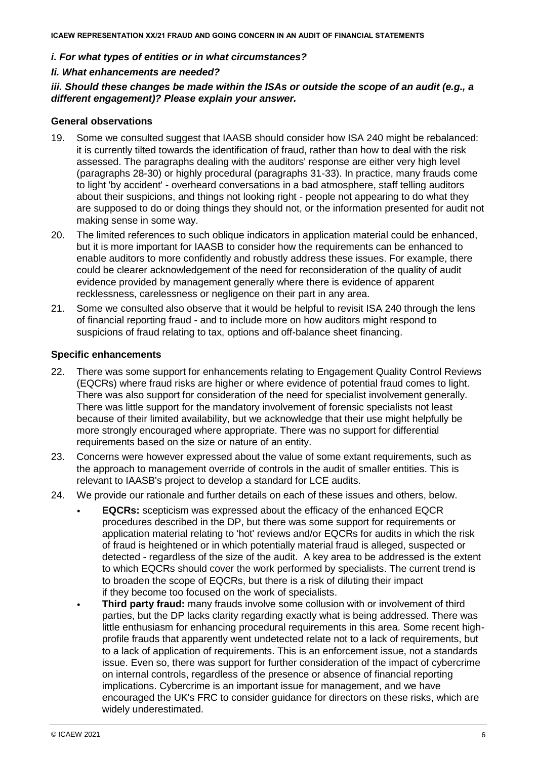***i. For what types of entities or in what circumstances?***

***Ii. What enhancements are needed?***

***iii. Should these changes be made within the ISAs or outside the scope of an audit (e.g., a different engagement)? Please explain your answer.***

**General observations**

19. Some we consulted suggest that IAASB should consider how ISA 240 might be rebalanced: it is currently tilted towards the identification of fraud, rather than how to deal with the risk assessed. The paragraphs dealing with the auditors' response are either very high level (paragraphs 28-30) or highly procedural (paragraphs 31-33). In practice, many frauds come to light 'by accident' - overheard conversations in a bad atmosphere, staff telling auditors about their suspicions, and things not looking right - people not appearing to do what they are supposed to do or doing things they should not, or the information presented for audit not making sense in some way.
20. The limited references to such oblique indicators in application material could be enhanced, but it is more important for IAASB to consider how the requirements can be enhanced to enable auditors to more confidently and robustly address these issues. For example, there could be clearer acknowledgement of the need for reconsideration of the quality of audit evidence provided by management generally where there is evidence of apparent recklessness, carelessness or negligence on their part in any area.
21. Some we consulted also observe that it would be helpful to revisit ISA 240 through the lens of financial reporting fraud - and to include more on how auditors might respond to suspicions of fraud relating to tax, options and off-balance sheet financing.

**Specific enhancements**

22. There was some support for enhancements relating to Engagement Quality Control Reviews (EQCRs) where fraud risks are higher or where evidence of potential fraud comes to light. There was also support for consideration of the need for specialist involvement generally. There was little support for the mandatory involvement of forensic specialists not least because of their limited availability, but we acknowledge that their use might helpfully be more strongly encouraged where appropriate. There was no support for differential requirements based on the size or nature of an entity.
23. Concerns were however expressed about the value of some extant requirements, such as the approach to management override of controls in the audit of smaller entities. This is relevant to IAASB's project to develop a standard for LCE audits.
24. We provide our rationale and further details on each of these issues and others, below.
    - **EQCRs:** scepticism was expressed about the efficacy of the enhanced EQCR procedures described in the DP, but there was some support for requirements or application material relating to 'hot' reviews and/or EQCRs for audits in which the risk of fraud is heightened or in which potentially material fraud is alleged, suspected or detected - regardless of the size of the audit. A key area to be addressed is the extent to which EQCRs should cover the work performed by specialists. The current trend is to broaden the scope of EQCRs, but there is a risk of diluting their impact if they become too focused on the work of specialists.
    - **Third party fraud:** many frauds involve some collusion with or involvement of third parties, but the DP lacks clarity regarding exactly what is being addressed. There was little enthusiasm for enhancing procedural requirements in this area. Some recent high-profile frauds that apparently went undetected relate not to a lack of requirements, but to a lack of application of requirements. This is an enforcement issue, not a standards issue. Even so, there was support for further consideration of the impact of cybercrime on internal controls, regardless of the presence or absence of financial reporting implications. Cybercrime is an important issue for management, and we have encouraged the UK's FRC to consider guidance for directors on these risks, which are widely underestimated.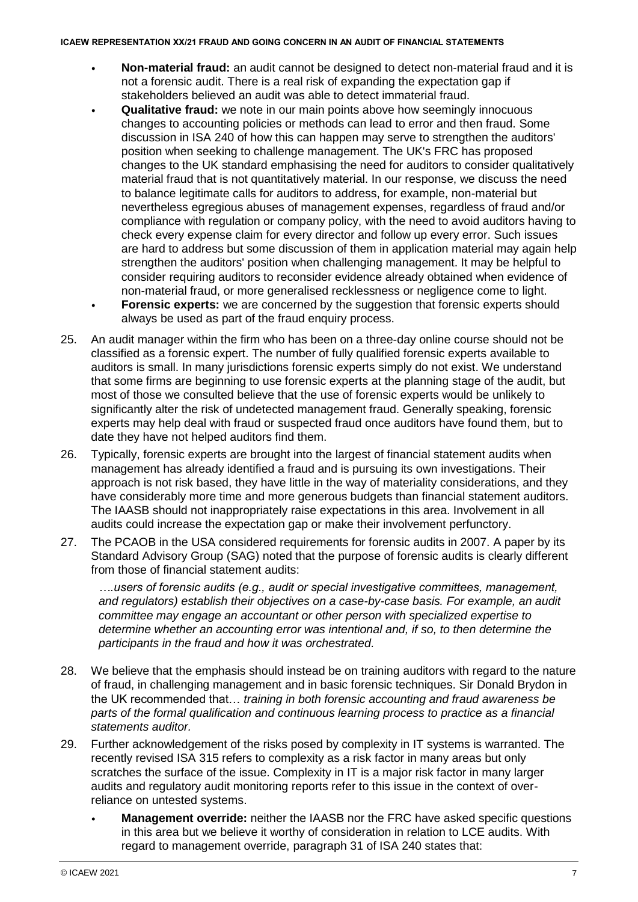- **Non-material fraud:** an audit cannot be designed to detect non-material fraud and it is not a forensic audit. There is a real risk of expanding the expectation gap if stakeholders believed an audit was able to detect immaterial fraud.
- **Qualitative fraud:** we note in our main points above how seemingly innocuous changes to accounting policies or methods can lead to error and then fraud. Some discussion in ISA 240 of how this can happen may serve to strengthen the auditors' position when seeking to challenge management. The UK's FRC has proposed changes to the UK standard emphasising the need for auditors to consider qualitatively material fraud that is not quantitatively material. In our response, we discuss the need to balance legitimate calls for auditors to address, for example, non-material but nevertheless egregious abuses of management expenses, regardless of fraud and/or compliance with regulation or company policy, with the need to avoid auditors having to check every expense claim for every director and follow up every error. Such issues are hard to address but some discussion of them in application material may again help strengthen the auditors' position when challenging management. It may be helpful to consider requiring auditors to reconsider evidence already obtained when evidence of non-material fraud, or more generalised recklessness or negligence come to light.
- **Forensic experts:** we are concerned by the suggestion that forensic experts should always be used as part of the fraud enquiry process.

25. An audit manager within the firm who has been on a three-day online course should not be classified as a forensic expert. The number of fully qualified forensic experts available to auditors is small. In many jurisdictions forensic experts simply do not exist. We understand that some firms are beginning to use forensic experts at the planning stage of the audit, but most of those we consulted believe that the use of forensic experts would be unlikely to significantly alter the risk of undetected management fraud. Generally speaking, forensic experts may help deal with fraud or suspected fraud once auditors have found them, but to date they have not helped auditors find them.

26. Typically, forensic experts are brought into the largest of financial statement audits when management has already identified a fraud and is pursuing its own investigations. Their approach is not risk based, they have little in the way of materiality considerations, and they have considerably more time and more generous budgets than financial statement auditors. The IAASB should not inappropriately raise expectations in this area. Involvement in all audits could increase the expectation gap or make their involvement perfunctory.

27. The PCAOB in the USA considered requirements for forensic audits in 2007. A paper by its Standard Advisory Group (SAG) noted that the purpose of forensic audits is clearly different from those of financial statement audits:

    *….users of forensic audits (e.g., audit or special investigative committees, management, and regulators) establish their objectives on a case-by-case basis. For example, an audit committee may engage an accountant or other person with specialized expertise to determine whether an accounting error was intentional and, if so, to then determine the participants in the fraud and how it was orchestrated.*

28. We believe that the emphasis should instead be on training auditors with regard to the nature of fraud, in challenging management and in basic forensic techniques. Sir Donald Brydon in the UK recommended that… *training in both forensic accounting and fraud awareness be parts of the formal qualification and continuous learning process to practice as a financial statements auditor.*

29. Further acknowledgement of the risks posed by complexity in IT systems is warranted. The recently revised ISA 315 refers to complexity as a risk factor in many areas but only scratches the surface of the issue. Complexity in IT is a major risk factor in many larger audits and regulatory audit monitoring reports refer to this issue in the context of over-reliance on untested systems.

    - **Management override:** neither the IAASB nor the FRC have asked specific questions in this area but we believe it worthy of consideration in relation to LCE audits. With regard to management override, paragraph 31 of ISA 240 states that: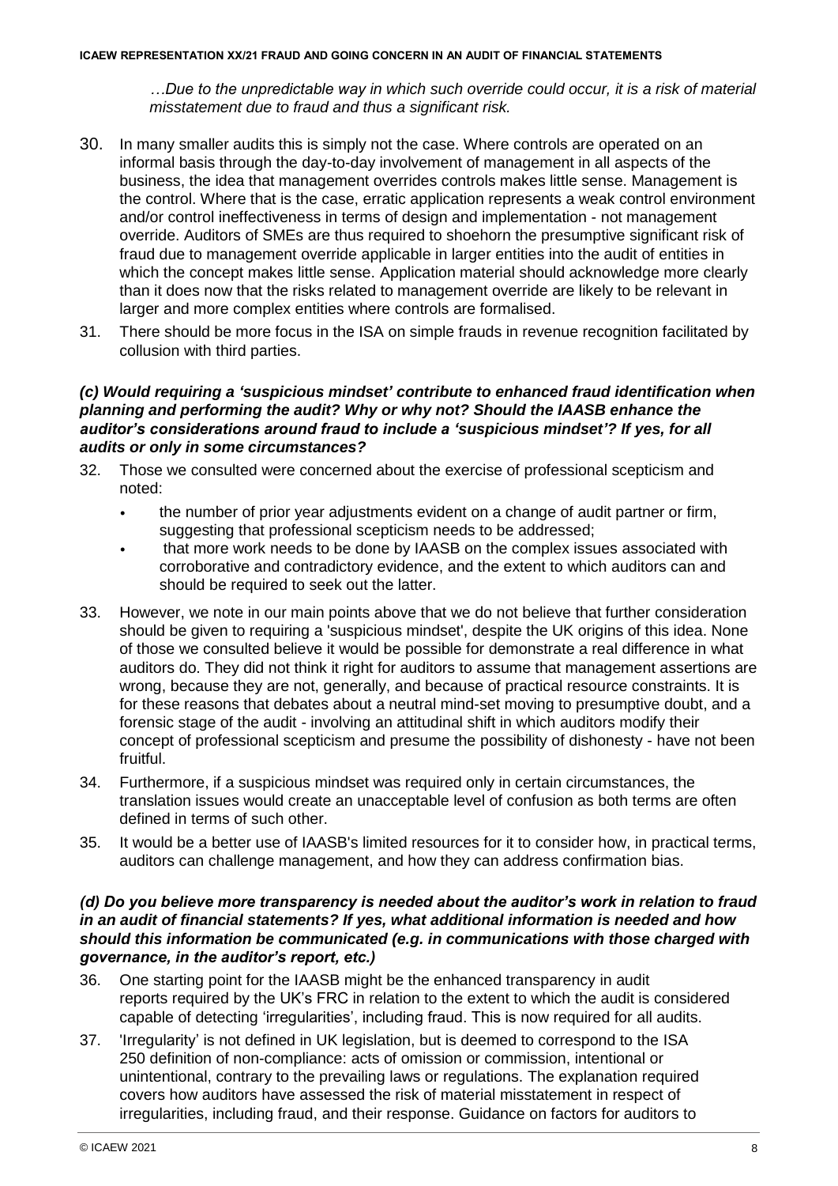*…Due to the unpredictable way in which such override could occur, it is a risk of material misstatement due to fraud and thus a significant risk.*

30. In many smaller audits this is simply not the case. Where controls are operated on an informal basis through the day-to-day involvement of management in all aspects of the business, the idea that management overrides controls makes little sense. Management is the control. Where that is the case, erratic application represents a weak control environment and/or control ineffectiveness in terms of design and implementation - not management override. Auditors of SMEs are thus required to shoehorn the presumptive significant risk of fraud due to management override applicable in larger entities into the audit of entities in which the concept makes little sense. Application material should acknowledge more clearly than it does now that the risks related to management override are likely to be relevant in larger and more complex entities where controls are formalised.

31. There should be more focus in the ISA on simple frauds in revenue recognition facilitated by collusion with third parties.

***(c) Would requiring a 'suspicious mindset' contribute to enhanced fraud identification when planning and performing the audit? Why or why not? Should the IAASB enhance the auditor's considerations around fraud to include a 'suspicious mindset'? If yes, for all audits or only in some circumstances?***

32. Those we consulted were concerned about the exercise of professional scepticism and noted:
    - the number of prior year adjustments evident on a change of audit partner or firm, suggesting that professional scepticism needs to be addressed;
    - that more work needs to be done by IAASB on the complex issues associated with corroborative and contradictory evidence, and the extent to which auditors can and should be required to seek out the latter.

33. However, we note in our main points above that we do not believe that further consideration should be given to requiring a 'suspicious mindset', despite the UK origins of this idea. None of those we consulted believe it would be possible for demonstrate a real difference in what auditors do. They did not think it right for auditors to assume that management assertions are wrong, because they are not, generally, and because of practical resource constraints. It is for these reasons that debates about a neutral mind-set moving to presumptive doubt, and a forensic stage of the audit - involving an attitudinal shift in which auditors modify their concept of professional scepticism and presume the possibility of dishonesty - have not been fruitful.

34. Furthermore, if a suspicious mindset was required only in certain circumstances, the translation issues would create an unacceptable level of confusion as both terms are often defined in terms of such other.

35. It would be a better use of IAASB's limited resources for it to consider how, in practical terms, auditors can challenge management, and how they can address confirmation bias.

***(d) Do you believe more transparency is needed about the auditor's work in relation to fraud in an audit of financial statements? If yes, what additional information is needed and how should this information be communicated (e.g. in communications with those charged with governance, in the auditor's report, etc.)***

36. One starting point for the IAASB might be the enhanced transparency in audit reports required by the UK's FRC in relation to the extent to which the audit is considered capable of detecting 'irregularities', including fraud. This is now required for all audits.

37. 'Irregularity' is not defined in UK legislation, but is deemed to correspond to the ISA 250 definition of non-compliance: acts of omission or commission, intentional or unintentional, contrary to the prevailing laws or regulations. The explanation required covers how auditors have assessed the risk of material misstatement in respect of irregularities, including fraud, and their response. Guidance on factors for auditors to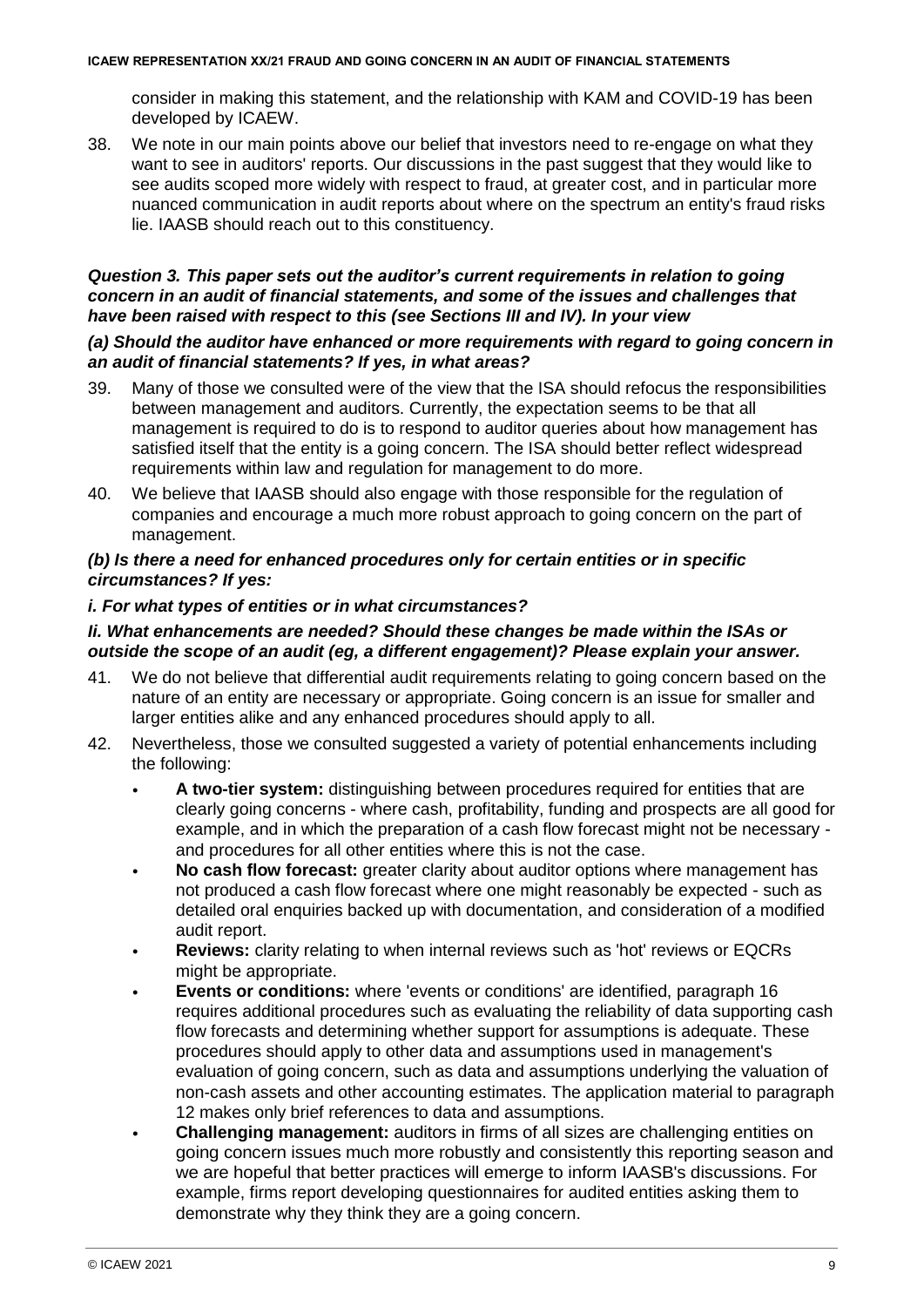consider in making this statement, and the relationship with KAM and COVID-19 has been developed by ICAEW.

38. We note in our main points above our belief that investors need to re-engage on what they want to see in auditors' reports. Our discussions in the past suggest that they would like to see audits scoped more widely with respect to fraud, at greater cost, and in particular more nuanced communication in audit reports about where on the spectrum an entity's fraud risks lie. IAASB should reach out to this constituency.

***Question 3. This paper sets out the auditor's current requirements in relation to going concern in an audit of financial statements, and some of the issues and challenges that have been raised with respect to this (see Sections III and IV). In your view***

***(a) Should the auditor have enhanced or more requirements with regard to going concern in an audit of financial statements? If yes, in what areas?***

39. Many of those we consulted were of the view that the ISA should refocus the responsibilities between management and auditors. Currently, the expectation seems to be that all management is required to do is to respond to auditor queries about how management has satisfied itself that the entity is a going concern. The ISA should better reflect widespread requirements within law and regulation for management to do more.

40. We believe that IAASB should also engage with those responsible for the regulation of companies and encourage a much more robust approach to going concern on the part of management.

***(b) Is there a need for enhanced procedures only for certain entities or in specific circumstances? If yes:***

***i. For what types of entities or in what circumstances?***

***Ii. What enhancements are needed? Should these changes be made within the ISAs or outside the scope of an audit (eg, a different engagement)? Please explain your answer.***

41. We do not believe that differential audit requirements relating to going concern based on the nature of an entity are necessary or appropriate. Going concern is an issue for smaller and larger entities alike and any enhanced procedures should apply to all.

42. Nevertheless, those we consulted suggested a variety of potential enhancements including the following:

    - **A two-tier system:** distinguishing between procedures required for entities that are clearly going concerns - where cash, profitability, funding and prospects are all good for example, and in which the preparation of a cash flow forecast might not be necessary - and procedures for all other entities where this is not the case.
    - **No cash flow forecast:** greater clarity about auditor options where management has not produced a cash flow forecast where one might reasonably be expected - such as detailed oral enquiries backed up with documentation, and consideration of a modified audit report.
    - **Reviews:** clarity relating to when internal reviews such as 'hot' reviews or EQCRs might be appropriate.
    - **Events or conditions:** where 'events or conditions' are identified, paragraph 16 requires additional procedures such as evaluating the reliability of data supporting cash flow forecasts and determining whether support for assumptions is adequate. These procedures should apply to other data and assumptions used in management's evaluation of going concern, such as data and assumptions underlying the valuation of non-cash assets and other accounting estimates. The application material to paragraph 12 makes only brief references to data and assumptions.
    - **Challenging management:** auditors in firms of all sizes are challenging entities on going concern issues much more robustly and consistently this reporting season and we are hopeful that better practices will emerge to inform IAASB's discussions. For example, firms report developing questionnaires for audited entities asking them to demonstrate why they think they are a going concern.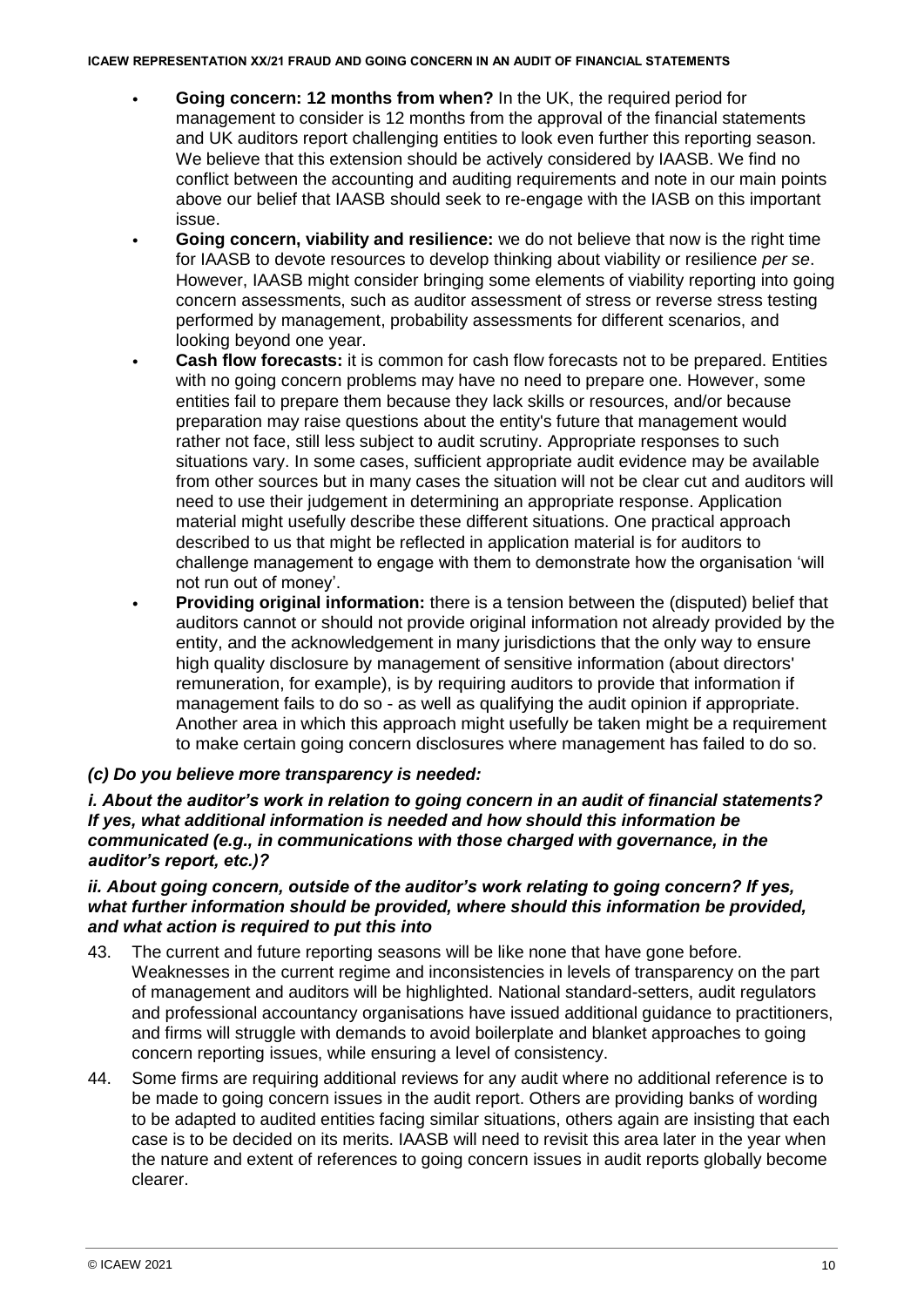- **Going concern: 12 months from when?** In the UK, the required period for management to consider is 12 months from the approval of the financial statements and UK auditors report challenging entities to look even further this reporting season. We believe that this extension should be actively considered by IAASB. We find no conflict between the accounting and auditing requirements and note in our main points above our belief that IAASB should seek to re-engage with the IASB on this important issue.
- **Going concern, viability and resilience:** we do not believe that now is the right time for IAASB to devote resources to develop thinking about viability or resilience *per se*. However, IAASB might consider bringing some elements of viability reporting into going concern assessments, such as auditor assessment of stress or reverse stress testing performed by management, probability assessments for different scenarios, and looking beyond one year.
- **Cash flow forecasts:** it is common for cash flow forecasts not to be prepared. Entities with no going concern problems may have no need to prepare one. However, some entities fail to prepare them because they lack skills or resources, and/or because preparation may raise questions about the entity's future that management would rather not face, still less subject to audit scrutiny. Appropriate responses to such situations vary. In some cases, sufficient appropriate audit evidence may be available from other sources but in many cases the situation will not be clear cut and auditors will need to use their judgement in determining an appropriate response. Application material might usefully describe these different situations. One practical approach described to us that might be reflected in application material is for auditors to challenge management to engage with them to demonstrate how the organisation 'will not run out of money'.
- **Providing original information:** there is a tension between the (disputed) belief that auditors cannot or should not provide original information not already provided by the entity, and the acknowledgement in many jurisdictions that the only way to ensure high quality disclosure by management of sensitive information (about directors' remuneration, for example), is by requiring auditors to provide that information if management fails to do so - as well as qualifying the audit opinion if appropriate. Another area in which this approach might usefully be taken might be a requirement to make certain going concern disclosures where management has failed to do so.

***(c) Do you believe more transparency is needed:***

***i. About the auditor's work in relation to going concern in an audit of financial statements? If yes, what additional information is needed and how should this information be communicated (e.g., in communications with those charged with governance, in the auditor's report, etc.)?***

***ii. About going concern, outside of the auditor's work relating to going concern? If yes, what further information should be provided, where should this information be provided, and what action is required to put this into***

43. The current and future reporting seasons will be like none that have gone before. Weaknesses in the current regime and inconsistencies in levels of transparency on the part of management and auditors will be highlighted. National standard-setters, audit regulators and professional accountancy organisations have issued additional guidance to practitioners, and firms will struggle with demands to avoid boilerplate and blanket approaches to going concern reporting issues, while ensuring a level of consistency.
44. Some firms are requiring additional reviews for any audit where no additional reference is to be made to going concern issues in the audit report. Others are providing banks of wording to be adapted to audited entities facing similar situations, others again are insisting that each case is to be decided on its merits. IAASB will need to revisit this area later in the year when the nature and extent of references to going concern issues in audit reports globally become clearer.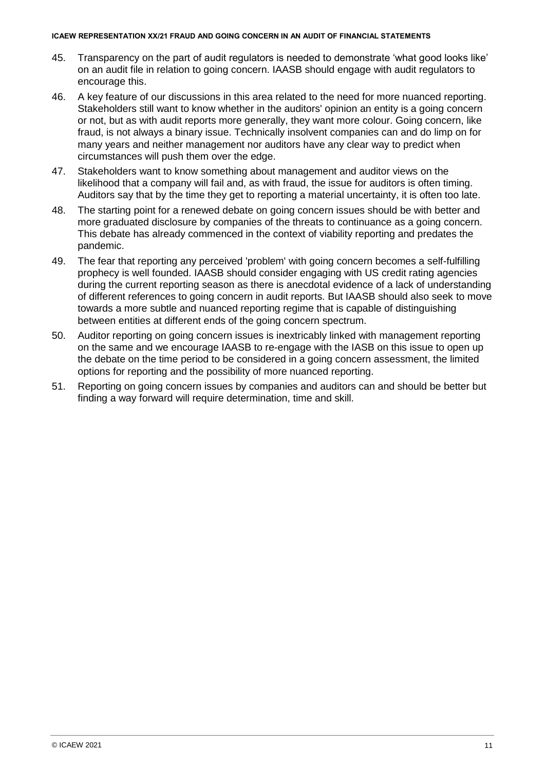45. Transparency on the part of audit regulators is needed to demonstrate 'what good looks like' on an audit file in relation to going concern. IAASB should engage with audit regulators to encourage this.
46. A key feature of our discussions in this area related to the need for more nuanced reporting. Stakeholders still want to know whether in the auditors' opinion an entity is a going concern or not, but as with audit reports more generally, they want more colour. Going concern, like fraud, is not always a binary issue. Technically insolvent companies can and do limp on for many years and neither management nor auditors have any clear way to predict when circumstances will push them over the edge.
47. Stakeholders want to know something about management and auditor views on the likelihood that a company will fail and, as with fraud, the issue for auditors is often timing. Auditors say that by the time they get to reporting a material uncertainty, it is often too late.
48. The starting point for a renewed debate on going concern issues should be with better and more graduated disclosure by companies of the threats to continuance as a going concern. This debate has already commenced in the context of viability reporting and predates the pandemic.
49. The fear that reporting any perceived 'problem' with going concern becomes a self-fulfilling prophecy is well founded. IAASB should consider engaging with US credit rating agencies during the current reporting season as there is anecdotal evidence of a lack of understanding of different references to going concern in audit reports. But IAASB should also seek to move towards a more subtle and nuanced reporting regime that is capable of distinguishing between entities at different ends of the going concern spectrum.
50. Auditor reporting on going concern issues is inextricably linked with management reporting on the same and we encourage IAASB to re-engage with the IASB on this issue to open up the debate on the time period to be considered in a going concern assessment, the limited options for reporting and the possibility of more nuanced reporting.
51. Reporting on going concern issues by companies and auditors can and should be better but finding a way forward will require determination, time and skill.